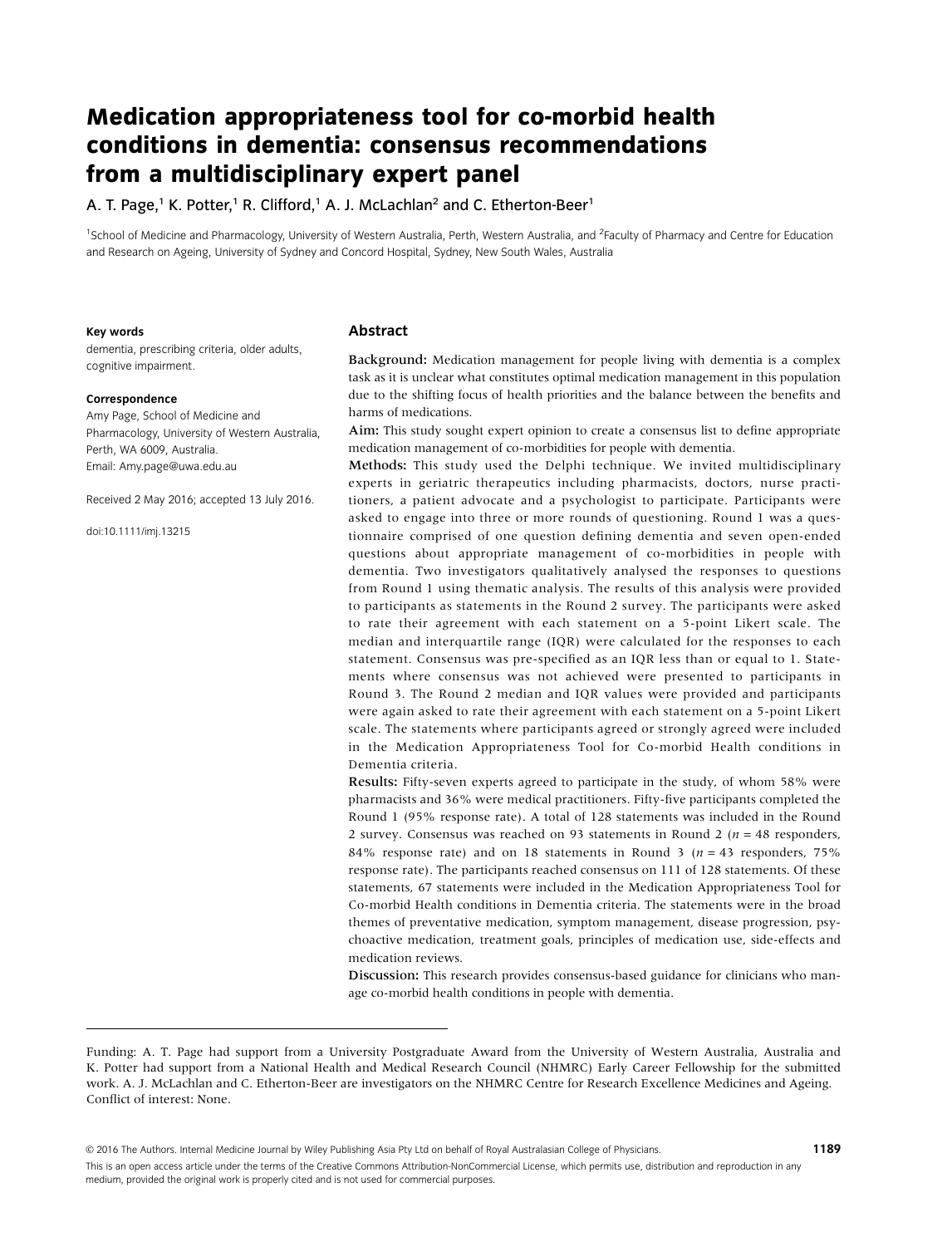# Medication appropriateness tool for co-morbid health conditions in dementia: consensus recommendations from a multidisciplinary expert panel

A. T. Page,[1] K. Potter,[1] R. Clifford,[1] A. J. McLachlan[2] and C. Etherton-Beer[1]

[1]School of Medicine and Pharmacology, University of Western Australia, Perth, Western Australia, and [2]Faculty of Pharmacy and Centre for Education and Research on Ageing, University of Sydney and Concord Hospital, Sydney, New South Wales, Australia

**Key words**
dementia, prescribing criteria, older adults, cognitive impairment.

**Correspondence**
Amy Page, School of Medicine and Pharmacology, University of Western Australia, Perth, WA 6009, Australia.
Email: Amy.page@uwa.edu.au

Received 2 May 2016; accepted 13 July 2016.

doi:10.1111/imj.13215

## Abstract

**Background:** Medication management for people living with dementia is a complex task as it is unclear what constitutes optimal medication management in this population due to the shifting focus of health priorities and the balance between the benefits and harms of medications.

**Aim:** This study sought expert opinion to create a consensus list to define appropriate medication management of co-morbidities for people with dementia.

**Methods:** This study used the Delphi technique. We invited multidisciplinary experts in geriatric therapeutics including pharmacists, doctors, nurse practitioners, a patient advocate and a psychologist to participate. Participants were asked to engage into three or more rounds of questioning. Round 1 was a questionnaire comprised of one question defining dementia and seven open-ended questions about appropriate management of co-morbidities in people with dementia. Two investigators qualitatively analysed the responses to questions from Round 1 using thematic analysis. The results of this analysis were provided to participants as statements in the Round 2 survey. The participants were asked to rate their agreement with each statement on a 5-point Likert scale. The median and interquartile range (IQR) were calculated for the responses to each statement. Consensus was pre-specified as an IQR less than or equal to 1. Statements where consensus was not achieved were presented to participants in Round 3. The Round 2 median and IQR values were provided and participants were again asked to rate their agreement with each statement on a 5-point Likert scale. The statements where participants agreed or strongly agreed were included in the Medication Appropriateness Tool for Co-morbid Health conditions in Dementia criteria.

**Results:** Fifty-seven experts agreed to participate in the study, of whom 58% were pharmacists and 36% were medical practitioners. Fifty-five participants completed the Round 1 (95% response rate). A total of 128 statements was included in the Round 2 survey. Consensus was reached on 93 statements in Round 2 ($n = 48$ responders, 84% response rate) and on 18 statements in Round 3 ($n = 43$ responders, 75% response rate). The participants reached consensus on 111 of 128 statements. Of these statements, 67 statements were included in the Medication Appropriateness Tool for Co-morbid Health conditions in Dementia criteria. The statements were in the broad themes of preventative medication, symptom management, disease progression, psychoactive medication, treatment goals, principles of medication use, side-effects and medication reviews.

**Discussion:** This research provides consensus-based guidance for clinicians who manage co-morbid health conditions in people with dementia.

Funding: A. T. Page had support from a University Postgraduate Award from the University of Western Australia, Australia and K. Potter had support from a National Health and Medical Research Council (NHMRC) Early Career Fellowship for the submitted work. A. J. McLachlan and C. Etherton-Beer are investigators on the NHMRC Centre for Research Excellence Medicines and Ageing.
Conflict of interest: None.

© 2016 The Authors. Internal Medicine Journal by Wiley Publishing Asia Pty Ltd on behalf of Royal Australasian College of Physicians.
This is an open access article under the terms of the Creative Commons Attribution-NonCommercial License, which permits use, distribution and reproduction in any medium, provided the original work is properly cited and is not used for commercial purposes.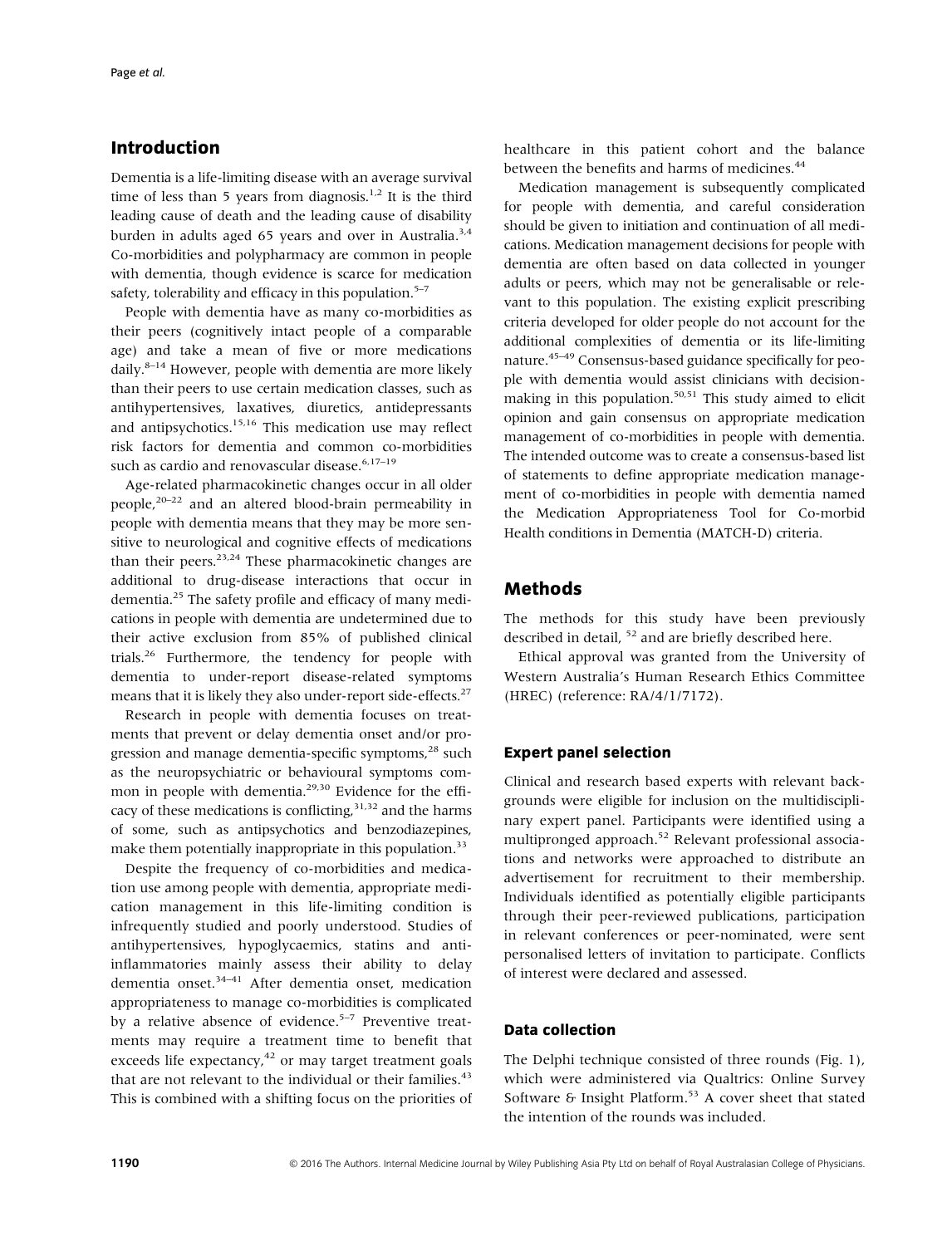## Introduction

Dementia is a life-limiting disease with an average survival time of less than 5 years from diagnosis.[1,2] It is the third leading cause of death and the leading cause of disability burden in adults aged 65 years and over in Australia.[3,4] Co-morbidities and polypharmacy are common in people with dementia, though evidence is scarce for medication safety, tolerability and efficacy in this population.[5–7]

People with dementia have as many co-morbidities as their peers (cognitively intact people of a comparable age) and take a mean of five or more medications daily.[8–14] However, people with dementia are more likely than their peers to use certain medication classes, such as antihypertensives, laxatives, diuretics, antidepressants and antipsychotics.[15,16] This medication use may reflect risk factors for dementia and common co-morbidities such as cardio and renovascular disease.[6,17–19]

Age-related pharmacokinetic changes occur in all older people,[20–22] and an altered blood-brain permeability in people with dementia means that they may be more sensitive to neurological and cognitive effects of medications than their peers.[23,24] These pharmacokinetic changes are additional to drug-disease interactions that occur in dementia.[25] The safety profile and efficacy of many medications in people with dementia are undetermined due to their active exclusion from 85% of published clinical trials.[26] Furthermore, the tendency for people with dementia to under-report disease-related symptoms means that it is likely they also under-report side-effects.[27]

Research in people with dementia focuses on treatments that prevent or delay dementia onset and/or progression and manage dementia-specific symptoms,[28] such as the neuropsychiatric or behavioural symptoms common in people with dementia.[29,30] Evidence for the efficacy of these medications is conflicting,[31,32] and the harms of some, such as antipsychotics and benzodiazepines, make them potentially inappropriate in this population.[33]

Despite the frequency of co-morbidities and medication use among people with dementia, appropriate medication management in this life-limiting condition is infrequently studied and poorly understood. Studies of antihypertensives, hypoglycaemics, statins and anti-inflammatories mainly assess their ability to delay dementia onset.[34–41] After dementia onset, medication appropriateness to manage co-morbidities is complicated by a relative absence of evidence.[5–7] Preventive treatments may require a treatment time to benefit that exceeds life expectancy,[42] or may target treatment goals that are not relevant to the individual or their families.[43] This is combined with a shifting focus on the priorities of healthcare in this patient cohort and the balance between the benefits and harms of medicines.[44]

Medication management is subsequently complicated for people with dementia, and careful consideration should be given to initiation and continuation of all medications. Medication management decisions for people with dementia are often based on data collected in younger adults or peers, which may not be generalisable or relevant to this population. The existing explicit prescribing criteria developed for older people do not account for the additional complexities of dementia or its life-limiting nature.[45–49] Consensus-based guidance specifically for people with dementia would assist clinicians with decision-making in this population.[50,51] This study aimed to elicit opinion and gain consensus on appropriate medication management of co-morbidities in people with dementia. The intended outcome was to create a consensus-based list of statements to define appropriate medication management of co-morbidities in people with dementia named the Medication Appropriateness Tool for Co-morbid Health conditions in Dementia (MATCH-D) criteria.

## Methods

The methods for this study have been previously described in detail, [52] and are briefly described here.

Ethical approval was granted from the University of Western Australia's Human Research Ethics Committee (HREC) (reference: RA/4/1/7172).

### Expert panel selection

Clinical and research based experts with relevant backgrounds were eligible for inclusion on the multidisciplinary expert panel. Participants were identified using a multipronged approach.[52] Relevant professional associations and networks were approached to distribute an advertisement for recruitment to their membership. Individuals identified as potentially eligible participants through their peer-reviewed publications, participation in relevant conferences or peer-nominated, were sent personalised letters of invitation to participate. Conflicts of interest were declared and assessed.

### Data collection

The Delphi technique consisted of three rounds (Fig. 1), which were administered via Qualtrics: Online Survey Software & Insight Platform.[53] A cover sheet that stated the intention of the rounds was included.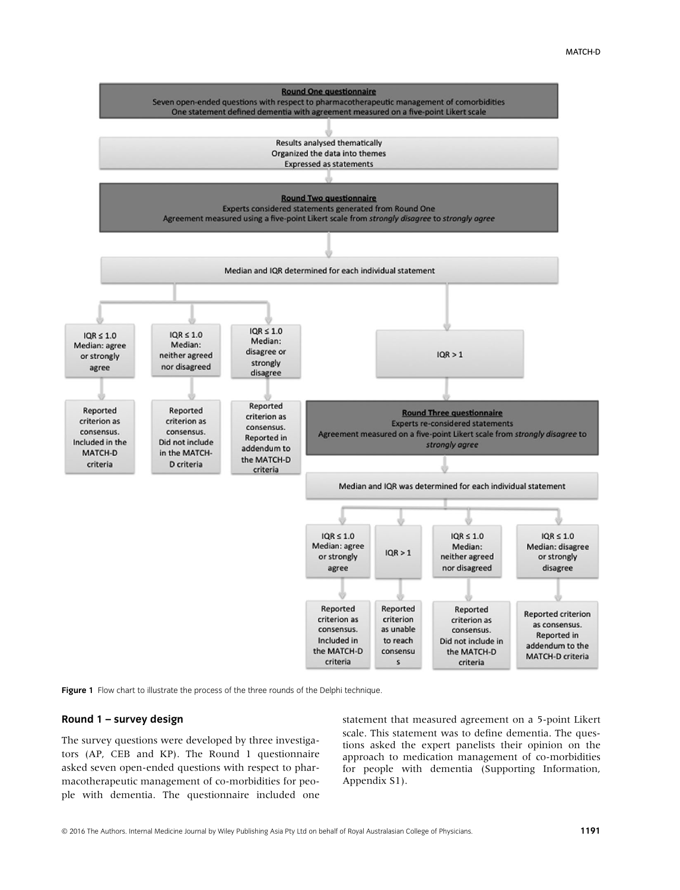**Round One questionnaire**
Seven open-ended questions with respect to pharmacotherapeutic management of comorbidities
One statement defined dementia with agreement measured on a five-point Likert scale

↓

Results analysed thematically
Organized the data into themes
Expressed as statements

↓

**Round Two questionnaire**
Experts considered statements generated from Round One
Agreement measured using a five-point Likert scale from *strongly disagree* to *strongly agree*

↓

Median and IQR determined for each individual statement

↓

- IQR ≤ 1.0, Median: agree or strongly agree → Reported criterion as consensus. Included in the MATCH-D criteria
- IQR ≤ 1.0, Median: neither agreed nor disagreed → Reported criterion as consensus. Did not include in the MATCH-D criteria
- IQR ≤ 1.0, Median: disagree or strongly disagree → Reported criterion as consensus. Reported in addendum to the MATCH-D criteria
- IQR > 1 → **Round Three questionnaire**
  Experts re-considered statements
  Agreement measured on a five-point Likert scale from *strongly disagree* to *strongly agree*

  ↓

  Median and IQR was determined for each individual statement

  ↓

  - IQR ≤ 1.0, Median: agree or strongly agree → Reported criterion as consensus. Included in the MATCH-D criteria
  - IQR > 1 → Reported criterion as unable to reach consensus
  - IQR ≤ 1.0, Median: neither agreed nor disagreed → Reported criterion as consensus. Did not include in the MATCH-D criteria
  - IQR ≤ 1.0, Median: disagree or strongly disagree → Reported criterion as consensus. Reported in addendum to the MATCH-D criteria

**Figure 1** Flow chart to illustrate the process of the three rounds of the Delphi technique.

### Round 1 – survey design

The survey questions were developed by three investigators (AP, CEB and KP). The Round 1 questionnaire asked seven open-ended questions with respect to pharmacotherapeutic management of co-morbidities for people with dementia. The questionnaire included one statement that measured agreement on a 5-point Likert scale. This statement was to define dementia. The questions asked the expert panelists their opinion on the approach to medication management of co-morbidities for people with dementia (Supporting Information, Appendix S1).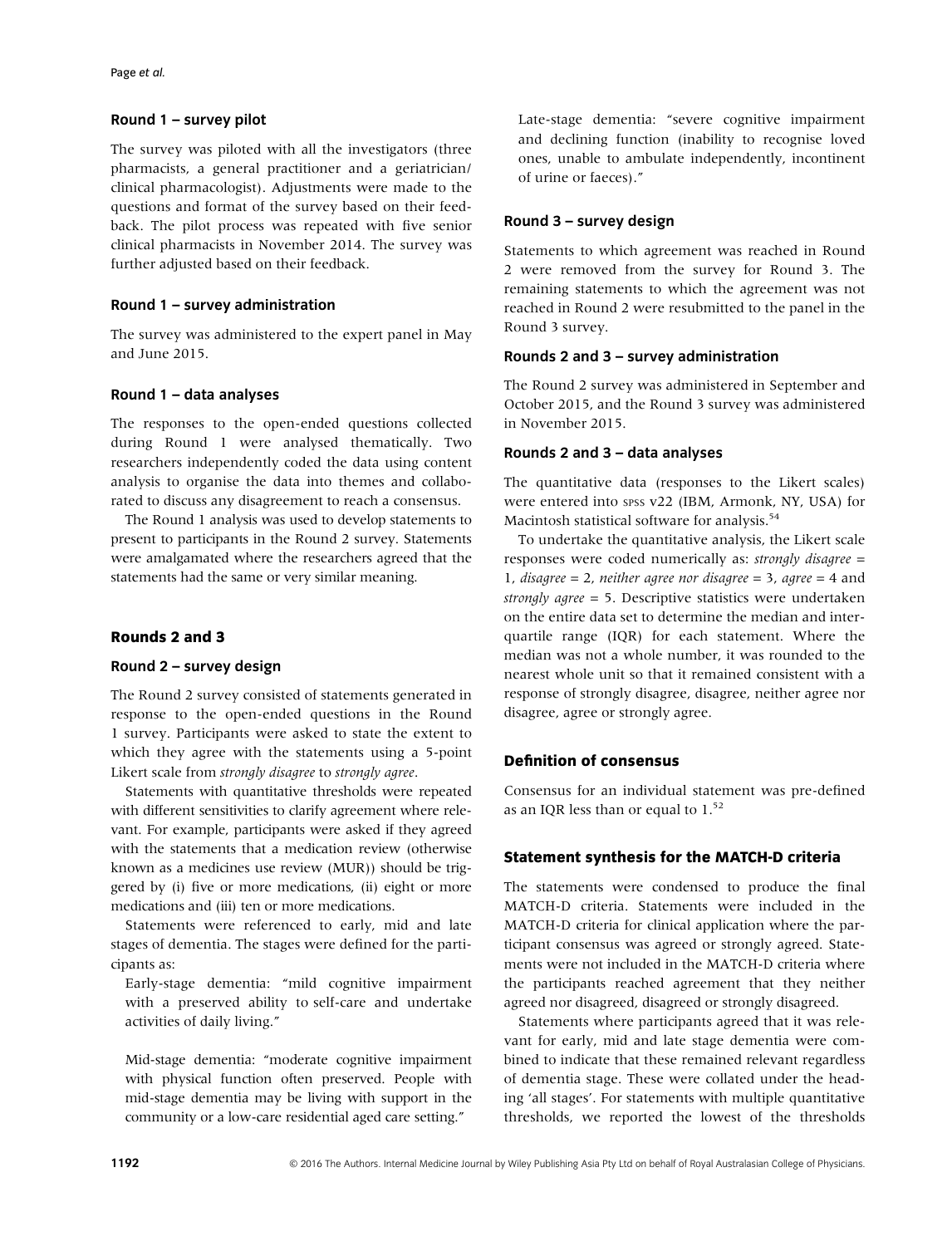### Round 1 – survey pilot

The survey was piloted with all the investigators (three pharmacists, a general practitioner and a geriatrician/ clinical pharmacologist). Adjustments were made to the questions and format of the survey based on their feedback. The pilot process was repeated with five senior clinical pharmacists in November 2014. The survey was further adjusted based on their feedback.

### Round 1 – survey administration

The survey was administered to the expert panel in May and June 2015.

### Round 1 – data analyses

The responses to the open-ended questions collected during Round 1 were analysed thematically. Two researchers independently coded the data using content analysis to organise the data into themes and collaborated to discuss any disagreement to reach a consensus.

The Round 1 analysis was used to develop statements to present to participants in the Round 2 survey. Statements were amalgamated where the researchers agreed that the statements had the same or very similar meaning.

## Rounds 2 and 3

### Round 2 – survey design

The Round 2 survey consisted of statements generated in response to the open-ended questions in the Round 1 survey. Participants were asked to state the extent to which they agree with the statements using a 5-point Likert scale from *strongly disagree* to *strongly agree*.

Statements with quantitative thresholds were repeated with different sensitivities to clarify agreement where relevant. For example, participants were asked if they agreed with the statements that a medication review (otherwise known as a medicines use review (MUR)) should be triggered by (i) five or more medications, (ii) eight or more medications and (iii) ten or more medications.

Statements were referenced to early, mid and late stages of dementia. The stages were defined for the participants as:

Early-stage dementia: "mild cognitive impairment with a preserved ability to self-care and undertake activities of daily living."

Mid-stage dementia: "moderate cognitive impairment with physical function often preserved. People with mid-stage dementia may be living with support in the community or a low-care residential aged care setting."

Late-stage dementia: "severe cognitive impairment and declining function (inability to recognise loved ones, unable to ambulate independently, incontinent of urine or faeces)."

### Round 3 – survey design

Statements to which agreement was reached in Round 2 were removed from the survey for Round 3. The remaining statements to which the agreement was not reached in Round 2 were resubmitted to the panel in the Round 3 survey.

### Rounds 2 and 3 – survey administration

The Round 2 survey was administered in September and October 2015, and the Round 3 survey was administered in November 2015.

### Rounds 2 and 3 – data analyses

The quantitative data (responses to the Likert scales) were entered into SPSS v22 (IBM, Armonk, NY, USA) for Macintosh statistical software for analysis.[54]

To undertake the quantitative analysis, the Likert scale responses were coded numerically as: *strongly disagree* = 1, *disagree* = 2, *neither agree nor disagree* = 3, *agree* = 4 and *strongly agree* = 5. Descriptive statistics were undertaken on the entire data set to determine the median and interquartile range (IQR) for each statement. Where the median was not a whole number, it was rounded to the nearest whole unit so that it remained consistent with a response of strongly disagree, disagree, neither agree nor disagree, agree or strongly agree.

## Definition of consensus

Consensus for an individual statement was pre-defined as an IQR less than or equal to 1.[52]

## Statement synthesis for the MATCH-D criteria

The statements were condensed to produce the final MATCH-D criteria. Statements were included in the MATCH-D criteria for clinical application where the participant consensus was agreed or strongly agreed. Statements were not included in the MATCH-D criteria where the participants reached agreement that they neither agreed nor disagreed, disagreed or strongly disagreed.

Statements where participants agreed that it was relevant for early, mid and late stage dementia were combined to indicate that these remained relevant regardless of dementia stage. These were collated under the heading 'all stages'. For statements with multiple quantitative thresholds, we reported the lowest of the thresholds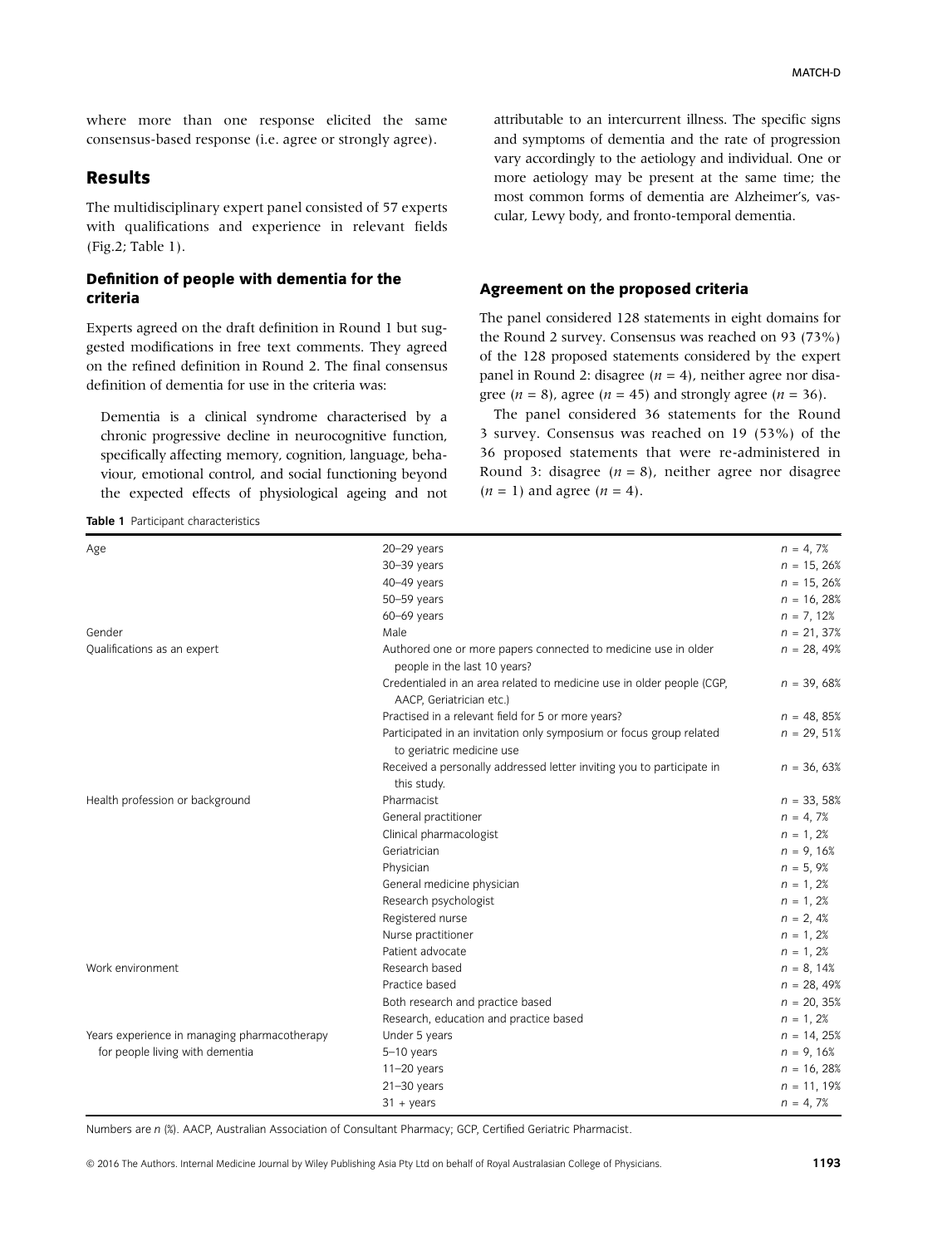where more than one response elicited the same consensus-based response (i.e. agree or strongly agree).

## Results

The multidisciplinary expert panel consisted of 57 experts with qualifications and experience in relevant fields (Fig.2; Table 1).

### Definition of people with dementia for the criteria

Experts agreed on the draft definition in Round 1 but suggested modifications in free text comments. They agreed on the refined definition in Round 2. The final consensus definition of dementia for use in the criteria was:

> Dementia is a clinical syndrome characterised by a chronic progressive decline in neurocognitive function, specifically affecting memory, cognition, language, behaviour, emotional control, and social functioning beyond the expected effects of physiological ageing and not attributable to an intercurrent illness. The specific signs and symptoms of dementia and the rate of progression vary accordingly to the aetiology and individual. One or more aetiology may be present at the same time; the most common forms of dementia are Alzheimer's, vascular, Lewy body, and fronto-temporal dementia.

### Agreement on the proposed criteria

The panel considered 128 statements in eight domains for the Round 2 survey. Consensus was reached on 93 (73%) of the 128 proposed statements considered by the expert panel in Round 2: disagree (*n* = 4), neither agree nor disagree (*n* = 8), agree (*n* = 45) and strongly agree (*n* = 36).

The panel considered 36 statements for the Round 3 survey. Consensus was reached on 19 (53%) of the 36 proposed statements that were re-administered in Round 3: disagree (*n* = 8), neither agree nor disagree (*n* = 1) and agree (*n* = 4).

**Table 1** Participant characteristics

| | | |
|---|---|---|
| Age | 20–29 years | *n* = 4, 7% |
| | 30–39 years | *n* = 15, 26% |
| | 40–49 years | *n* = 15, 26% |
| | 50–59 years | *n* = 16, 28% |
| | 60–69 years | *n* = 7, 12% |
| Gender | Male | *n* = 21, 37% |
| Qualifications as an expert | Authored one or more papers connected to medicine use in older people in the last 10 years? | *n* = 28, 49% |
| | Credentialed in an area related to medicine use in older people (CGP, AACP, Geriatrician etc.) | *n* = 39, 68% |
| | Practised in a relevant field for 5 or more years? | *n* = 48, 85% |
| | Participated in an invitation only symposium or focus group related to geriatric medicine use | *n* = 29, 51% |
| | Received a personally addressed letter inviting you to participate in this study. | *n* = 36, 63% |
| Health profession or background | Pharmacist | *n* = 33, 58% |
| | General practitioner | *n* = 4, 7% |
| | Clinical pharmacologist | *n* = 1, 2% |
| | Geriatrician | *n* = 9, 16% |
| | Physician | *n* = 5, 9% |
| | General medicine physician | *n* = 1, 2% |
| | Research psychologist | *n* = 1, 2% |
| | Registered nurse | *n* = 2, 4% |
| | Nurse practitioner | *n* = 1, 2% |
| | Patient advocate | *n* = 1, 2% |
| Work environment | Research based | *n* = 8, 14% |
| | Practice based | *n* = 28, 49% |
| | Both research and practice based | *n* = 20, 35% |
| | Research, education and practice based | *n* = 1, 2% |
| Years experience in managing pharmacotherapy for people living with dementia | Under 5 years | *n* = 14, 25% |
| | 5–10 years | *n* = 9, 16% |
| | 11–20 years | *n* = 16, 28% |
| | 21–30 years | *n* = 11, 19% |
| | 31 + years | *n* = 4, 7% |

Numbers are *n* (%). AACP, Australian Association of Consultant Pharmacy; GCP, Certified Geriatric Pharmacist.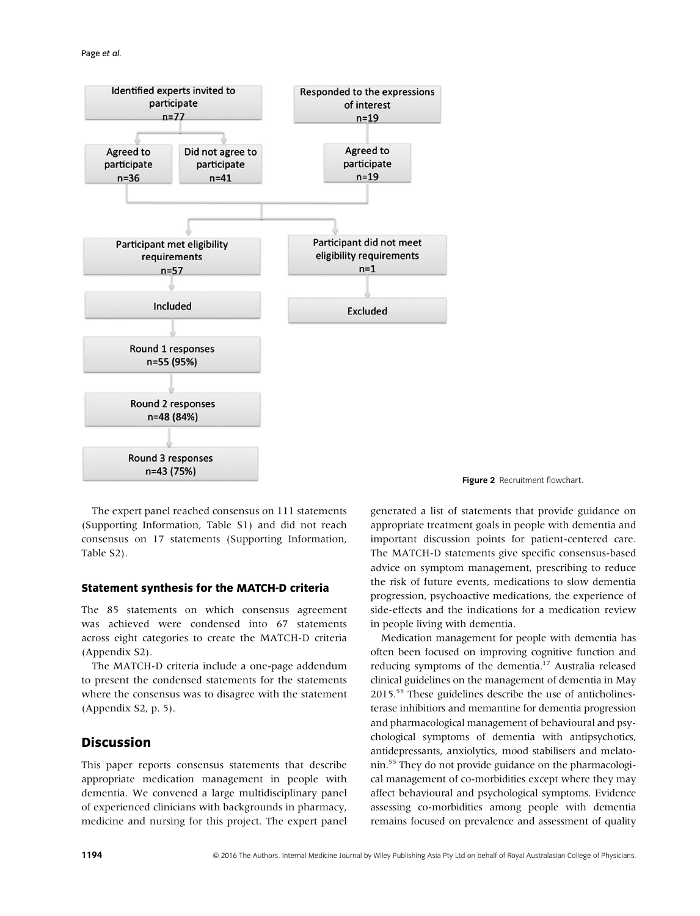Identified experts invited to participate n=77

Agreed to participate n=36

Did not agree to participate n=41

Responded to the expressions of interest n=19

Agreed to participate n=19

Participant met eligibility requirements n=57

Participant did not meet eligibility requirements n=1

Included

Excluded

Round 1 responses n=55 (95%)

Round 2 responses n=48 (84%)

Round 3 responses n=43 (75%)

**Figure 2** Recruitment flowchart.

The expert panel reached consensus on 111 statements (Supporting Information, Table S1) and did not reach consensus on 17 statements (Supporting Information, Table S2).

### Statement synthesis for the MATCH-D criteria

The 85 statements on which consensus agreement was achieved were condensed into 67 statements across eight categories to create the MATCH-D criteria (Appendix S2).

The MATCH-D criteria include a one-page addendum to present the condensed statements for the statements where the consensus was to disagree with the statement (Appendix S2, p. 5).

## Discussion

This paper reports consensus statements that describe appropriate medication management in people with dementia. We convened a large multidisciplinary panel of experienced clinicians with backgrounds in pharmacy, medicine and nursing for this project. The expert panel generated a list of statements that provide guidance on appropriate treatment goals in people with dementia and important discussion points for patient-centered care. The MATCH-D statements give specific consensus-based advice on symptom management, prescribing to reduce the risk of future events, medications to slow dementia progression, psychoactive medications, the experience of side-effects and the indications for a medication review in people living with dementia.

Medication management for people with dementia has often been focused on improving cognitive function and reducing symptoms of the dementia.[17] Australia released clinical guidelines on the management of dementia in May 2015.[55] These guidelines describe the use of anticholinesterase inhibitiors and memantine for dementia progression and pharmacological management of behavioural and psychological symptoms of dementia with antipsychotics, antidepressants, anxiolytics, mood stabilisers and melatonin.[55] They do not provide guidance on the pharmacological management of co-morbidities except where they may affect behavioural and psychological symptoms. Evidence assessing co-morbidities among people with dementia remains focused on prevalence and assessment of quality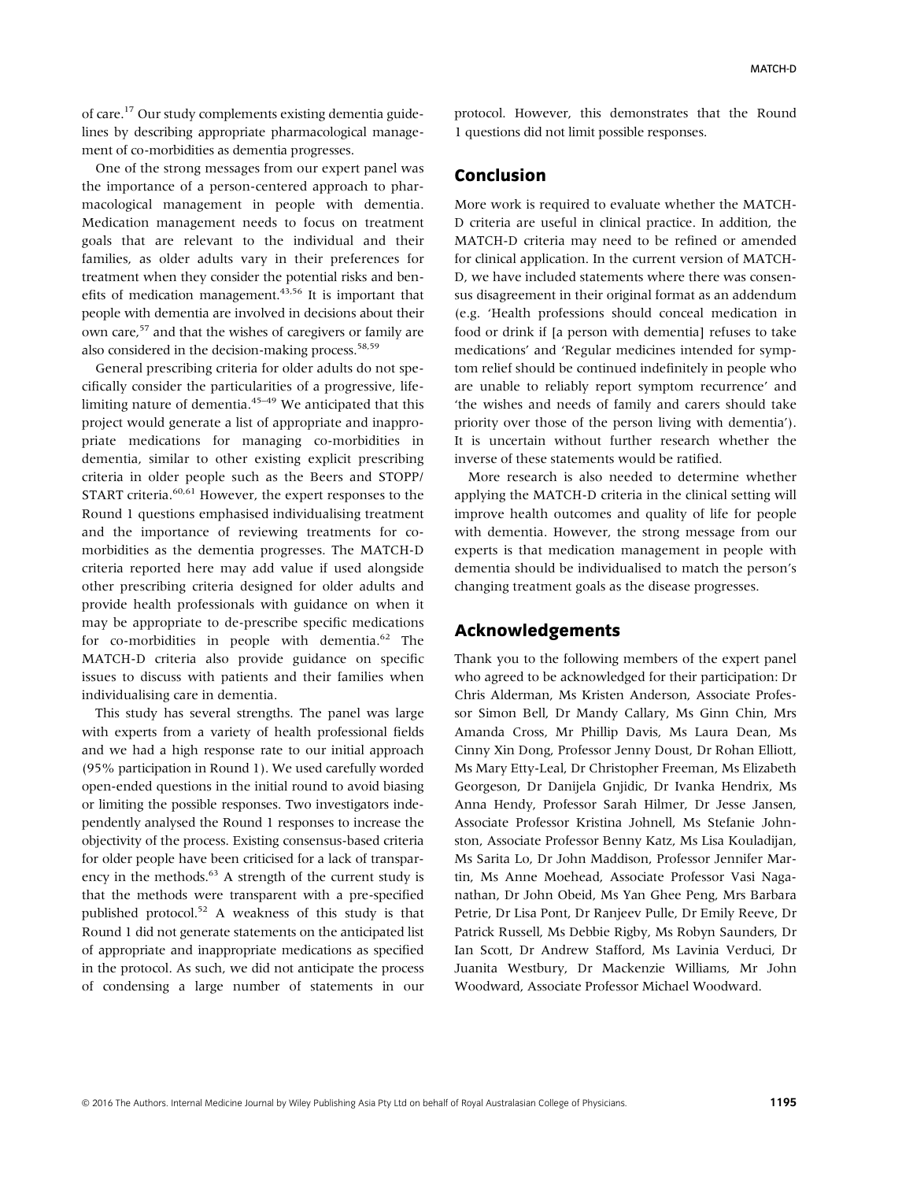of care.[17] Our study complements existing dementia guidelines by describing appropriate pharmacological management of co-morbidities as dementia progresses.

One of the strong messages from our expert panel was the importance of a person-centered approach to pharmacological management in people with dementia. Medication management needs to focus on treatment goals that are relevant to the individual and their families, as older adults vary in their preferences for treatment when they consider the potential risks and benefits of medication management.[43,56] It is important that people with dementia are involved in decisions about their own care,[57] and that the wishes of caregivers or family are also considered in the decision-making process.[58,59]

General prescribing criteria for older adults do not specifically consider the particularities of a progressive, life-limiting nature of dementia.[45–49] We anticipated that this project would generate a list of appropriate and inappropriate medications for managing co-morbidities in dementia, similar to other existing explicit prescribing criteria in older people such as the Beers and STOPP/START criteria.[60,61] However, the expert responses to the Round 1 questions emphasised individualising treatment and the importance of reviewing treatments for co-morbidities as the dementia progresses. The MATCH-D criteria reported here may add value if used alongside other prescribing criteria designed for older adults and provide health professionals with guidance on when it may be appropriate to de-prescribe specific medications for co-morbidities in people with dementia.[62] The MATCH-D criteria also provide guidance on specific issues to discuss with patients and their families when individualising care in dementia.

This study has several strengths. The panel was large with experts from a variety of health professional fields and we had a high response rate to our initial approach (95% participation in Round 1). We used carefully worded open-ended questions in the initial round to avoid biasing or limiting the possible responses. Two investigators independently analysed the Round 1 responses to increase the objectivity of the process. Existing consensus-based criteria for older people have been criticised for a lack of transparency in the methods.[63] A strength of the current study is that the methods were transparent with a pre-specified published protocol.[52] A weakness of this study is that Round 1 did not generate statements on the anticipated list of appropriate and inappropriate medications as specified in the protocol. As such, we did not anticipate the process of condensing a large number of statements in our protocol. However, this demonstrates that the Round 1 questions did not limit possible responses.

## Conclusion

More work is required to evaluate whether the MATCH-D criteria are useful in clinical practice. In addition, the MATCH-D criteria may need to be refined or amended for clinical application. In the current version of MATCH-D, we have included statements where there was consensus disagreement in their original format as an addendum (e.g. 'Health professions should conceal medication in food or drink if [a person with dementia] refuses to take medications' and 'Regular medicines intended for symptom relief should be continued indefinitely in people who are unable to reliably report symptom recurrence' and 'the wishes and needs of family and carers should take priority over those of the person living with dementia'). It is uncertain without further research whether the inverse of these statements would be ratified.

More research is also needed to determine whether applying the MATCH-D criteria in the clinical setting will improve health outcomes and quality of life for people with dementia. However, the strong message from our experts is that medication management in people with dementia should be individualised to match the person's changing treatment goals as the disease progresses.

## Acknowledgements

Thank you to the following members of the expert panel who agreed to be acknowledged for their participation: Dr Chris Alderman, Ms Kristen Anderson, Associate Professor Simon Bell, Dr Mandy Callary, Ms Ginn Chin, Mrs Amanda Cross, Mr Phillip Davis, Ms Laura Dean, Ms Cinny Xin Dong, Professor Jenny Doust, Dr Rohan Elliott, Ms Mary Etty-Leal, Dr Christopher Freeman, Ms Elizabeth Georgeson, Dr Danijela Gnjidic, Dr Ivanka Hendrix, Ms Anna Hendy, Professor Sarah Hilmer, Dr Jesse Jansen, Associate Professor Kristina Johnell, Ms Stefanie Johnston, Associate Professor Benny Katz, Ms Lisa Kouladijan, Ms Sarita Lo, Dr John Maddison, Professor Jennifer Martin, Ms Anne Moehead, Associate Professor Vasi Naganathan, Dr John Obeid, Ms Yan Ghee Peng, Mrs Barbara Petrie, Dr Lisa Pont, Dr Ranjeev Pulle, Dr Emily Reeve, Dr Patrick Russell, Ms Debbie Rigby, Ms Robyn Saunders, Dr Ian Scott, Dr Andrew Stafford, Ms Lavinia Verduci, Dr Juanita Westbury, Dr Mackenzie Williams, Mr John Woodward, Associate Professor Michael Woodward.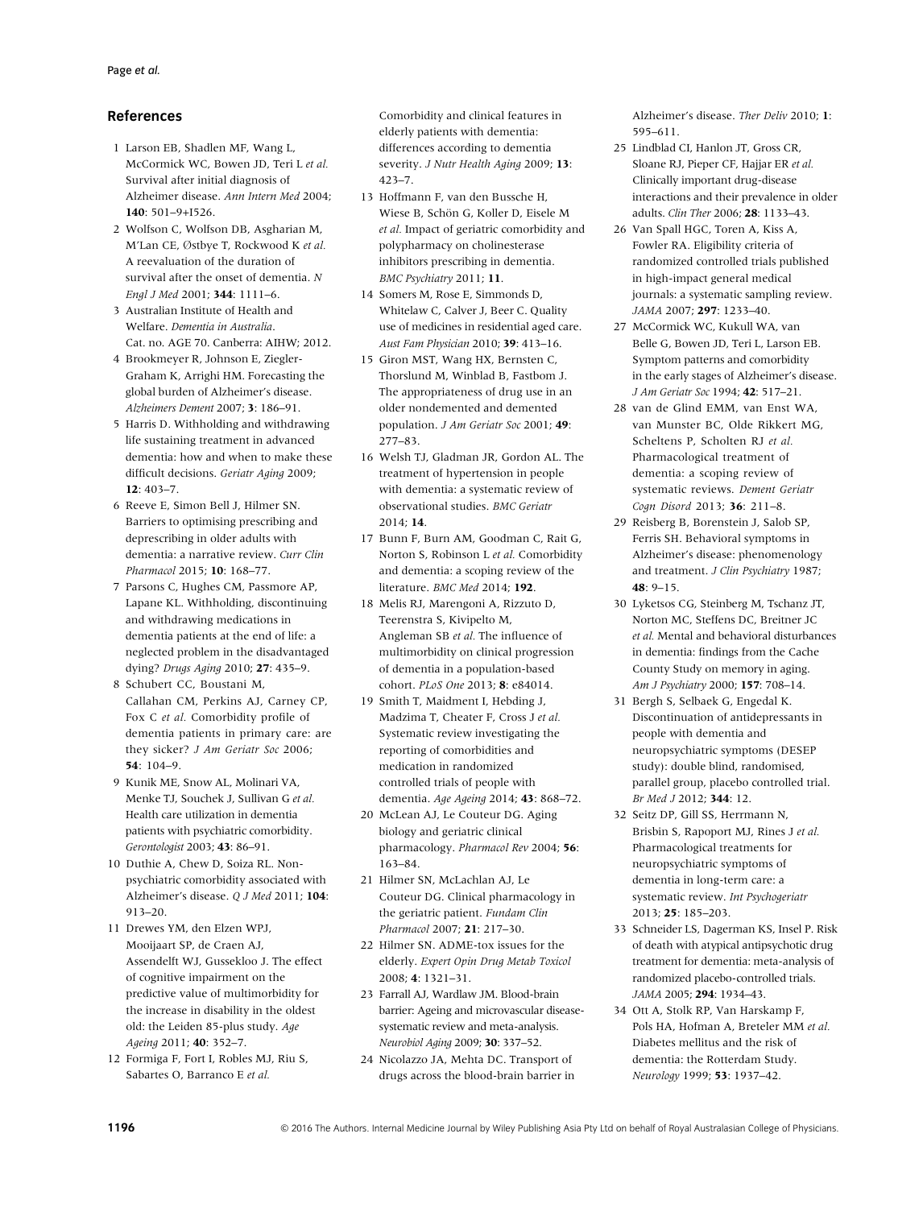## References

1. Larson EB, Shadlen MF, Wang L, McCormick WC, Bowen JD, Teri L *et al.* Survival after initial diagnosis of Alzheimer disease. *Ann Intern Med* 2004; **140**: 501–9+I526.
2. Wolfson C, Wolfson DB, Asgharian M, M'Lan CE, Østbye T, Rockwood K *et al.* A reevaluation of the duration of survival after the onset of dementia. *N Engl J Med* 2001; **344**: 1111–6.
3. Australian Institute of Health and Welfare. *Dementia in Australia*. Cat. no. AGE 70. Canberra: AIHW; 2012.
4. Brookmeyer R, Johnson E, Ziegler-Graham K, Arrighi HM. Forecasting the global burden of Alzheimer's disease. *Alzheimers Dement* 2007; **3**: 186–91.
5. Harris D. Withholding and withdrawing life sustaining treatment in advanced dementia: how and when to make these difficult decisions. *Geriatr Aging* 2009; **12**: 403–7.
6. Reeve E, Simon Bell J, Hilmer SN. Barriers to optimising prescribing and deprescribing in older adults with dementia: a narrative review. *Curr Clin Pharmacol* 2015; **10**: 168–77.
7. Parsons C, Hughes CM, Passmore AP, Lapane KL. Withholding, discontinuing and withdrawing medications in dementia patients at the end of life: a neglected problem in the disadvantaged dying? *Drugs Aging* 2010; **27**: 435–9.
8. Schubert CC, Boustani M, Callahan CM, Perkins AJ, Carney CP, Fox C *et al.* Comorbidity profile of dementia patients in primary care: are they sicker? *J Am Geriatr Soc* 2006; **54**: 104–9.
9. Kunik ME, Snow AL, Molinari VA, Menke TJ, Souchek J, Sullivan G *et al.* Health care utilization in dementia patients with psychiatric comorbidity. *Gerontologist* 2003; **43**: 86–91.
10. Duthie A, Chew D, Soiza RL. Non-psychiatric comorbidity associated with Alzheimer's disease. *Q J Med* 2011; **104**: 913–20.
11. Drewes YM, den Elzen WPJ, Mooijaart SP, de Craen AJ, Assendelft WJ, Gussekloo J. The effect of cognitive impairment on the predictive value of multimorbidity for the increase in disability in the oldest old: the Leiden 85-plus study. *Age Ageing* 2011; **40**: 352–7.
12. Formiga F, Fort I, Robles MJ, Riu S, Sabartes O, Barranco E *et al.* Comorbidity and clinical features in elderly patients with dementia: differences according to dementia severity. *J Nutr Health Aging* 2009; **13**: 423–7.
13. Hoffmann F, van den Bussche H, Wiese B, Schön G, Koller D, Eisele M *et al.* Impact of geriatric comorbidity and polypharmacy on cholinesterase inhibitors prescribing in dementia. *BMC Psychiatry* 2011; **11**.
14. Somers M, Rose E, Simmonds D, Whitelaw C, Calver J, Beer C. Quality use of medicines in residential aged care. *Aust Fam Physician* 2010; **39**: 413–16.
15. Giron MST, Wang HX, Bernsten C, Thorslund M, Winblad B, Fastbom J. The appropriateness of drug use in an older nondemented and demented population. *J Am Geriatr Soc* 2001; **49**: 277–83.
16. Welsh TJ, Gladman JR, Gordon AL. The treatment of hypertension in people with dementia: a systematic review of observational studies. *BMC Geriatr* 2014; **14**.
17. Bunn F, Burn AM, Goodman C, Rait G, Norton S, Robinson L *et al.* Comorbidity and dementia: a scoping review of the literature. *BMC Med* 2014; **192**.
18. Melis RJ, Marengoni A, Rizzuto D, Teerenstra S, Kivipelto M, Angleman SB *et al.* The influence of multimorbidity on clinical progression of dementia in a population-based cohort. *PLoS One* 2013; **8**: e84014.
19. Smith T, Maidment I, Hebding J, Madzima T, Cheater F, Cross J *et al.* Systematic review investigating the reporting of comorbidities and medication in randomized controlled trials of people with dementia. *Age Ageing* 2014; **43**: 868–72.
20. McLean AJ, Le Couteur DG. Aging biology and geriatric clinical pharmacology. *Pharmacol Rev* 2004; **56**: 163–84.
21. Hilmer SN, McLachlan AJ, Le Couteur DG. Clinical pharmacology in the geriatric patient. *Fundam Clin Pharmacol* 2007; **21**: 217–30.
22. Hilmer SN. ADME-tox issues for the elderly. *Expert Opin Drug Metab Toxicol* 2008; **4**: 1321–31.
23. Farrall AJ, Wardlaw JM. Blood-brain barrier: Ageing and microvascular disease-systematic review and meta-analysis. *Neurobiol Aging* 2009; **30**: 337–52.
24. Nicolazzo JA, Mehta DC. Transport of drugs across the blood-brain barrier in Alzheimer's disease. *Ther Deliv* 2010; **1**: 595–611.
25. Lindblad CI, Hanlon JT, Gross CR, Sloane RJ, Pieper CF, Hajjar ER *et al.* Clinically important drug-disease interactions and their prevalence in older adults. *Clin Ther* 2006; **28**: 1133–43.
26. Van Spall HGC, Toren A, Kiss A, Fowler RA. Eligibility criteria of randomized controlled trials published in high-impact general medical journals: a systematic sampling review. *JAMA* 2007; **297**: 1233–40.
27. McCormick WC, Kukull WA, van Belle G, Bowen JD, Teri L, Larson EB. Symptom patterns and comorbidity in the early stages of Alzheimer's disease. *J Am Geriatr Soc* 1994; **42**: 517–21.
28. van de Glind EMM, van Enst WA, van Munster BC, Olde Rikkert MG, Scheltens P, Scholten RJ *et al.* Pharmacological treatment of dementia: a scoping review of systematic reviews. *Dement Geriatr Cogn Disord* 2013; **36**: 211–8.
29. Reisberg B, Borenstein J, Salob SP, Ferris SH. Behavioral symptoms in Alzheimer's disease: phenomenology and treatment. *J Clin Psychiatry* 1987; **48**: 9–15.
30. Lyketsos CG, Steinberg M, Tschanz JT, Norton MC, Steffens DC, Breitner JC *et al.* Mental and behavioral disturbances in dementia: findings from the Cache County Study on memory in aging. *Am J Psychiatry* 2000; **157**: 708–14.
31. Bergh S, Selbaek G, Engedal K. Discontinuation of antidepressants in people with dementia and neuropsychiatric symptoms (DESEP study): double blind, randomised, parallel group, placebo controlled trial. *Br Med J* 2012; **344**: 12.
32. Seitz DP, Gill SS, Herrmann N, Brisbin S, Rapoport MJ, Rines J *et al.* Pharmacological treatments for neuropsychiatric symptoms of dementia in long-term care: a systematic review. *Int Psychogeriatr* 2013; **25**: 185–203.
33. Schneider LS, Dagerman KS, Insel P. Risk of death with atypical antipsychotic drug treatment for dementia: meta-analysis of randomized placebo-controlled trials. *JAMA* 2005; **294**: 1934–43.
34. Ott A, Stolk RP, Van Harskamp F, Pols HA, Hofman A, Breteler MM *et al.* Diabetes mellitus and the risk of dementia: the Rotterdam Study. *Neurology* 1999; **53**: 1937–42.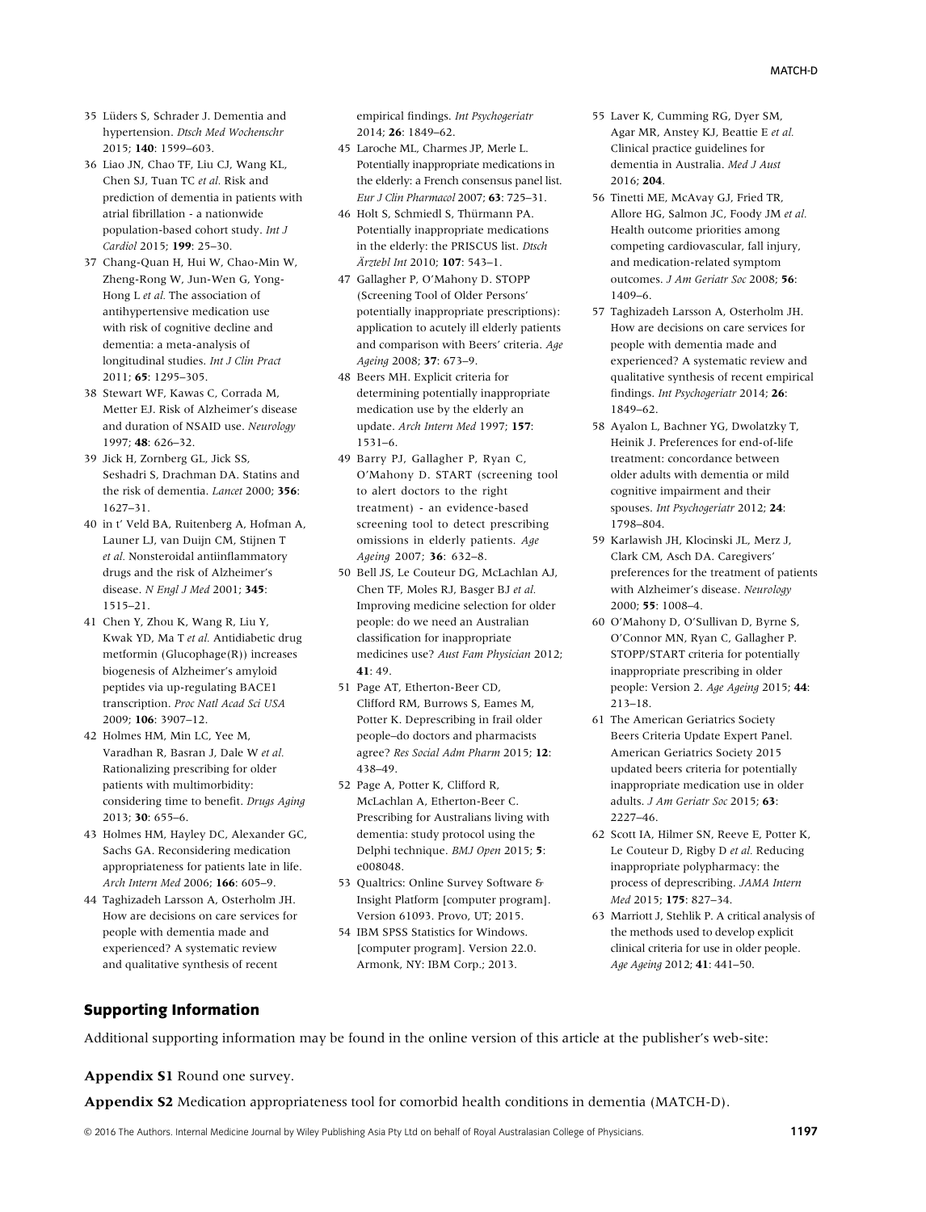35 Lüders S, Schrader J. Dementia and hypertension. *Dtsch Med Wochenschr* 2015; **140**: 1599–603.

36 Liao JN, Chao TF, Liu CJ, Wang KL, Chen SJ, Tuan TC *et al.* Risk and prediction of dementia in patients with atrial fibrillation - a nationwide population-based cohort study. *Int J Cardiol* 2015; **199**: 25–30.

37 Chang-Quan H, Hui W, Chao-Min W, Zheng-Rong W, Jun-Wen G, Yong-Hong L *et al.* The association of antihypertensive medication use with risk of cognitive decline and dementia: a meta-analysis of longitudinal studies. *Int J Clin Pract* 2011; **65**: 1295–305.

38 Stewart WF, Kawas C, Corrada M, Metter EJ. Risk of Alzheimer's disease and duration of NSAID use. *Neurology* 1997; **48**: 626–32.

39 Jick H, Zornberg GL, Jick SS, Seshadri S, Drachman DA. Statins and the risk of dementia. *Lancet* 2000; **356**: 1627–31.

40 in t' Veld BA, Ruitenberg A, Hofman A, Launer LJ, van Duijn CM, Stijnen T *et al.* Nonsteroidal antiinflammatory drugs and the risk of Alzheimer's disease. *N Engl J Med* 2001; **345**: 1515–21.

41 Chen Y, Zhou K, Wang R, Liu Y, Kwak YD, Ma T *et al.* Antidiabetic drug metformin (Glucophage(R)) increases biogenesis of Alzheimer's amyloid peptides via up-regulating BACE1 transcription. *Proc Natl Acad Sci USA* 2009; **106**: 3907–12.

42 Holmes HM, Min LC, Yee M, Varadhan R, Basran J, Dale W *et al.* Rationalizing prescribing for older patients with multimorbidity: considering time to benefit. *Drugs Aging* 2013; **30**: 655–6.

43 Holmes HM, Hayley DC, Alexander GC, Sachs GA. Reconsidering medication appropriateness for patients late in life. *Arch Intern Med* 2006; **166**: 605–9.

44 Taghizadeh Larsson A, Osterholm JH. How are decisions on care services for people with dementia made and experienced? A systematic review and qualitative synthesis of recent empirical findings. *Int Psychogeriatr* 2014; **26**: 1849–62.

45 Laroche ML, Charmes JP, Merle L. Potentially inappropriate medications in the elderly: a French consensus panel list. *Eur J Clin Pharmacol* 2007; **63**: 725–31.

46 Holt S, Schmiedl S, Thürmann PA. Potentially inappropriate medications in the elderly: the PRISCUS list. *Dtsch Ärztebl Int* 2010; **107**: 543–1.

47 Gallagher P, O'Mahony D. STOPP (Screening Tool of Older Persons' potentially inappropriate prescriptions): application to acutely ill elderly patients and comparison with Beers' criteria. *Age Ageing* 2008; **37**: 673–9.

48 Beers MH. Explicit criteria for determining potentially inappropriate medication use by the elderly an update. *Arch Intern Med* 1997; **157**: 1531–6.

49 Barry PJ, Gallagher P, Ryan C, O'Mahony D. START (screening tool to alert doctors to the right treatment) - an evidence-based screening tool to detect prescribing omissions in elderly patients. *Age Ageing* 2007; **36**: 632–8.

50 Bell JS, Le Couteur DG, McLachlan AJ, Chen TF, Moles RJ, Basger BJ *et al.* Improving medicine selection for older people: do we need an Australian classification for inappropriate medicines use? *Aust Fam Physician* 2012; **41**: 49.

51 Page AT, Etherton-Beer CD, Clifford RM, Burrows S, Eames M, Potter K. Deprescribing in frail older people–do doctors and pharmacists agree? *Res Social Adm Pharm* 2015; **12**: 438–49.

52 Page A, Potter K, Clifford R, McLachlan A, Etherton-Beer C. Prescribing for Australians living with dementia: study protocol using the Delphi technique. *BMJ Open* 2015; **5**: e008048.

53 Qualtrics: Online Survey Software & Insight Platform [computer program]. Version 61093. Provo, UT; 2015.

54 IBM SPSS Statistics for Windows. [computer program]. Version 22.0. Armonk, NY: IBM Corp.; 2013.

55 Laver K, Cumming RG, Dyer SM, Agar MR, Anstey KJ, Beattie E *et al.* Clinical practice guidelines for dementia in Australia. *Med J Aust* 2016; **204**.

56 Tinetti ME, McAvay GJ, Fried TR, Allore HG, Salmon JC, Foody JM *et al.* Health outcome priorities among competing cardiovascular, fall injury, and medication-related symptom outcomes. *J Am Geriatr Soc* 2008; **56**: 1409–6.

57 Taghizadeh Larsson A, Osterholm JH. How are decisions on care services for people with dementia made and experienced? A systematic review and qualitative synthesis of recent empirical findings. *Int Psychogeriatr* 2014; **26**: 1849–62.

58 Ayalon L, Bachner YG, Dwolatzky T, Heinik J. Preferences for end-of-life treatment: concordance between older adults with dementia or mild cognitive impairment and their spouses. *Int Psychogeriatr* 2012; **24**: 1798–804.

59 Karlawish JH, Klocinski JL, Merz J, Clark CM, Asch DA. Caregivers' preferences for the treatment of patients with Alzheimer's disease. *Neurology* 2000; **55**: 1008–4.

60 O'Mahony D, O'Sullivan D, Byrne S, O'Connor MN, Ryan C, Gallagher P. STOPP/START criteria for potentially inappropriate prescribing in older people: Version 2. *Age Ageing* 2015; **44**: 213–18.

61 The American Geriatrics Society Beers Criteria Update Expert Panel. American Geriatrics Society 2015 updated beers criteria for potentially inappropriate medication use in older adults. *J Am Geriatr Soc* 2015; **63**: 2227–46.

62 Scott IA, Hilmer SN, Reeve E, Potter K, Le Couteur D, Rigby D *et al.* Reducing inappropriate polypharmacy: the process of deprescribing. *JAMA Intern Med* 2015; **175**: 827–34.

63 Marriott J, Stehlik P. A critical analysis of the methods used to develop explicit clinical criteria for use in older people. *Age Ageing* 2012; **41**: 441–50.

## Supporting Information

Additional supporting information may be found in the online version of this article at the publisher's web-site:

**Appendix S1** Round one survey.

**Appendix S2** Medication appropriateness tool for comorbid health conditions in dementia (MATCH-D).